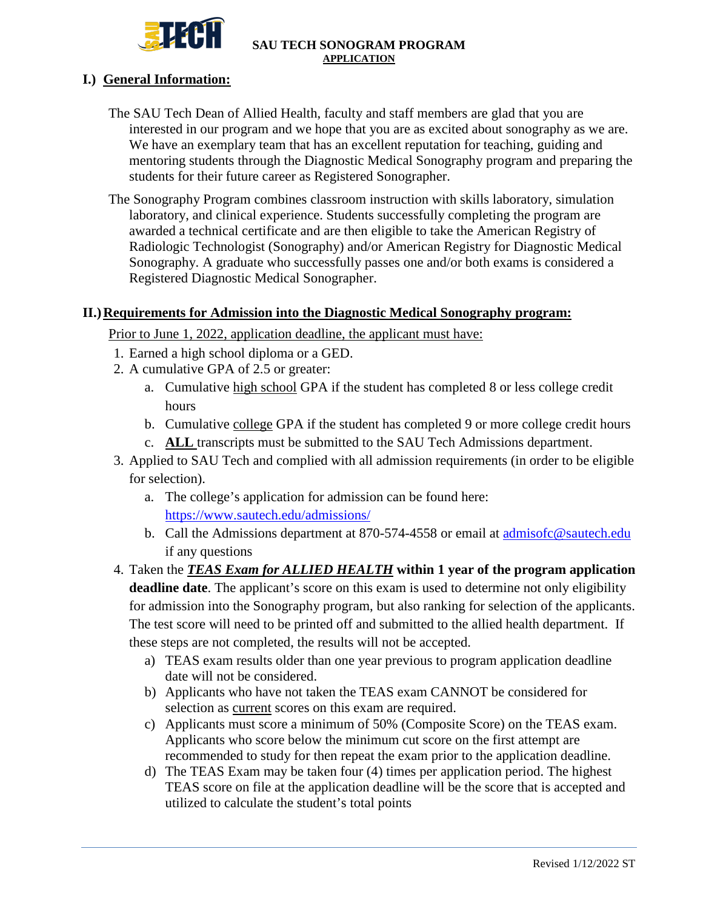# SAU TECH SONOGRAM PROGRAM

## APPLICATION

## I.) General Information:

The SAU Tech Dean of Allied Health, faculty and staff members are glad that you are interested in our program and we hope that you are as excited about sonography as we are. We have an exemplary team that has an excellent reputation for teaching, guiding and mentoring students through the Diagnostic Medical Sonography program and preparing the students for their future career as Registered Sonographer.

The Sonography Program combines classroom instruction with skills laboratory, simulation laboratory, and clinical experience. Students successfully completing the program are awarded a technical certificate and are then eligible to take the American Registry of Radiologic Technologist (Sonography) and/or American Registry for Diagnostic Medical Sonography. A graduate who successfully passes one and/or both exams is considered a Registered Diagnostic Medical Sonographer.

## II.) Requirements for Admission into the Diagnostic Medical Sonography program:

Prior to June 1, 2022, application deadline, the applicant must have:

1. Earned a high school diploma or a GED.
2. A cumulative GPA of 2.5 or greater:
   a. Cumulative high school GPA if the student has completed 8 or less college credit hours
   b. Cumulative college GPA if the student has completed 9 or more college credit hours
   c. **ALL** transcripts must be submitted to the SAU Tech Admissions department.
3. Applied to SAU Tech and complied with all admission requirements (in order to be eligible for selection).
   a. The college's application for admission can be found here: https://www.sautech.edu/admissions/
   b. Call the Admissions department at 870-574-4558 or email at admisofc@sautech.edu if any questions
4. Taken the ***TEAS Exam for ALLIED HEALTH*** **within 1 year of the program application deadline date**. The applicant's score on this exam is used to determine not only eligibility for admission into the Sonography program, but also ranking for selection of the applicants. The test score will need to be printed off and submitted to the allied health department. If these steps are not completed, the results will not be accepted.
   a) TEAS exam results older than one year previous to program application deadline date will not be considered.
   b) Applicants who have not taken the TEAS exam CANNOT be considered for selection as current scores on this exam are required.
   c) Applicants must score a minimum of 50% (Composite Score) on the TEAS exam. Applicants who score below the minimum cut score on the first attempt are recommended to study for then repeat the exam prior to the application deadline.
   d) The TEAS Exam may be taken four (4) times per application period. The highest TEAS score on file at the application deadline will be the score that is accepted and utilized to calculate the student's total points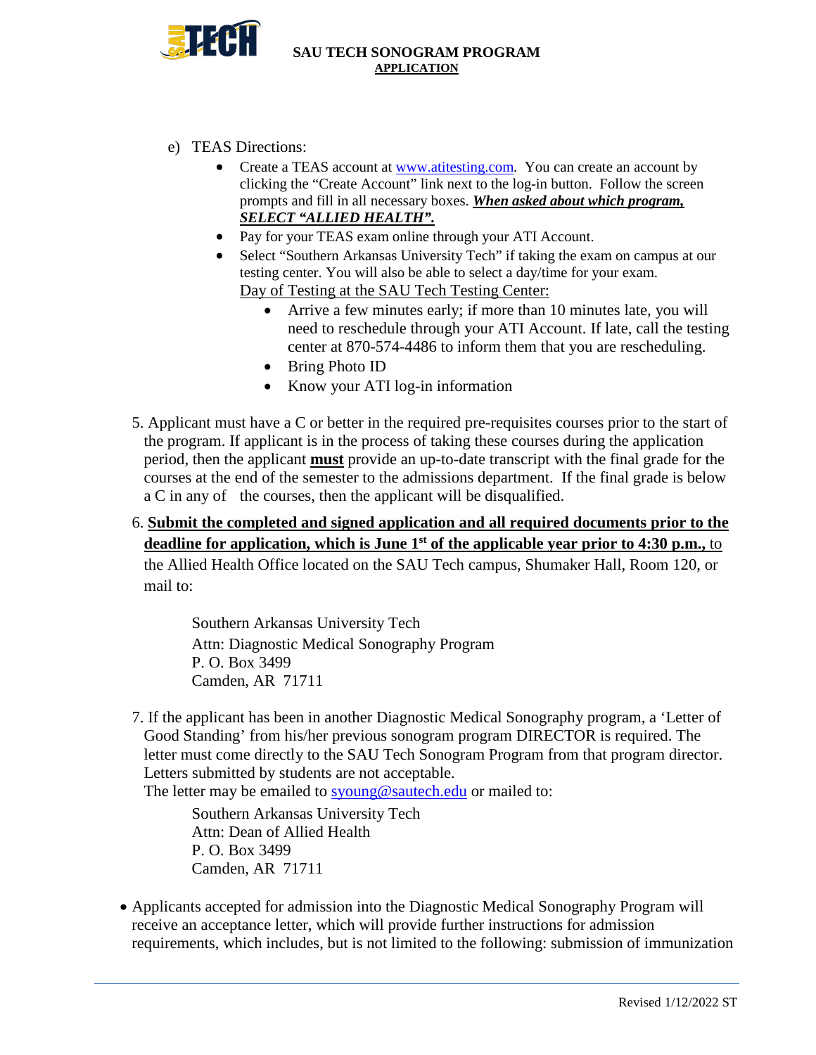e) TEAS Directions:

- Create a TEAS account at www.atitesting.com. You can create an account by clicking the "Create Account" link next to the log-in button. Follow the screen prompts and fill in all necessary boxes. ***When asked about which program, SELECT "ALLIED HEALTH".***
- Pay for your TEAS exam online through your ATI Account.
- Select "Southern Arkansas University Tech" if taking the exam on campus at our testing center. You will also be able to select a day/time for your exam.

  Day of Testing at the SAU Tech Testing Center:
  - Arrive a few minutes early; if more than 10 minutes late, you will need to reschedule through your ATI Account. If late, call the testing center at 870-574-4486 to inform them that you are rescheduling.
  - Bring Photo ID
  - Know your ATI log-in information

5. Applicant must have a C or better in the required pre-requisites courses prior to the start of the program. If applicant is in the process of taking these courses during the application period, then the applicant **must** provide an up-to-date transcript with the final grade for the courses at the end of the semester to the admissions department. If the final grade is below a C in any of the courses, then the applicant will be disqualified.

6. **Submit the completed and signed application and all required documents prior to the deadline for application, which is June 1st of the applicable year prior to 4:30 p.m.,** to the Allied Health Office located on the SAU Tech campus, Shumaker Hall, Room 120, or mail to:

   Southern Arkansas University Tech
   Attn: Diagnostic Medical Sonography Program
   P. O. Box 3499
   Camden, AR 71711

7. If the applicant has been in another Diagnostic Medical Sonography program, a 'Letter of Good Standing' from his/her previous sonogram program DIRECTOR is required. The letter must come directly to the SAU Tech Sonogram Program from that program director. Letters submitted by students are not acceptable.
   The letter may be emailed to syoung@sautech.edu or mailed to:

   Southern Arkansas University Tech
   Attn: Dean of Allied Health
   P. O. Box 3499
   Camden, AR 71711

- Applicants accepted for admission into the Diagnostic Medical Sonography Program will receive an acceptance letter, which will provide further instructions for admission requirements, which includes, but is not limited to the following: submission of immunization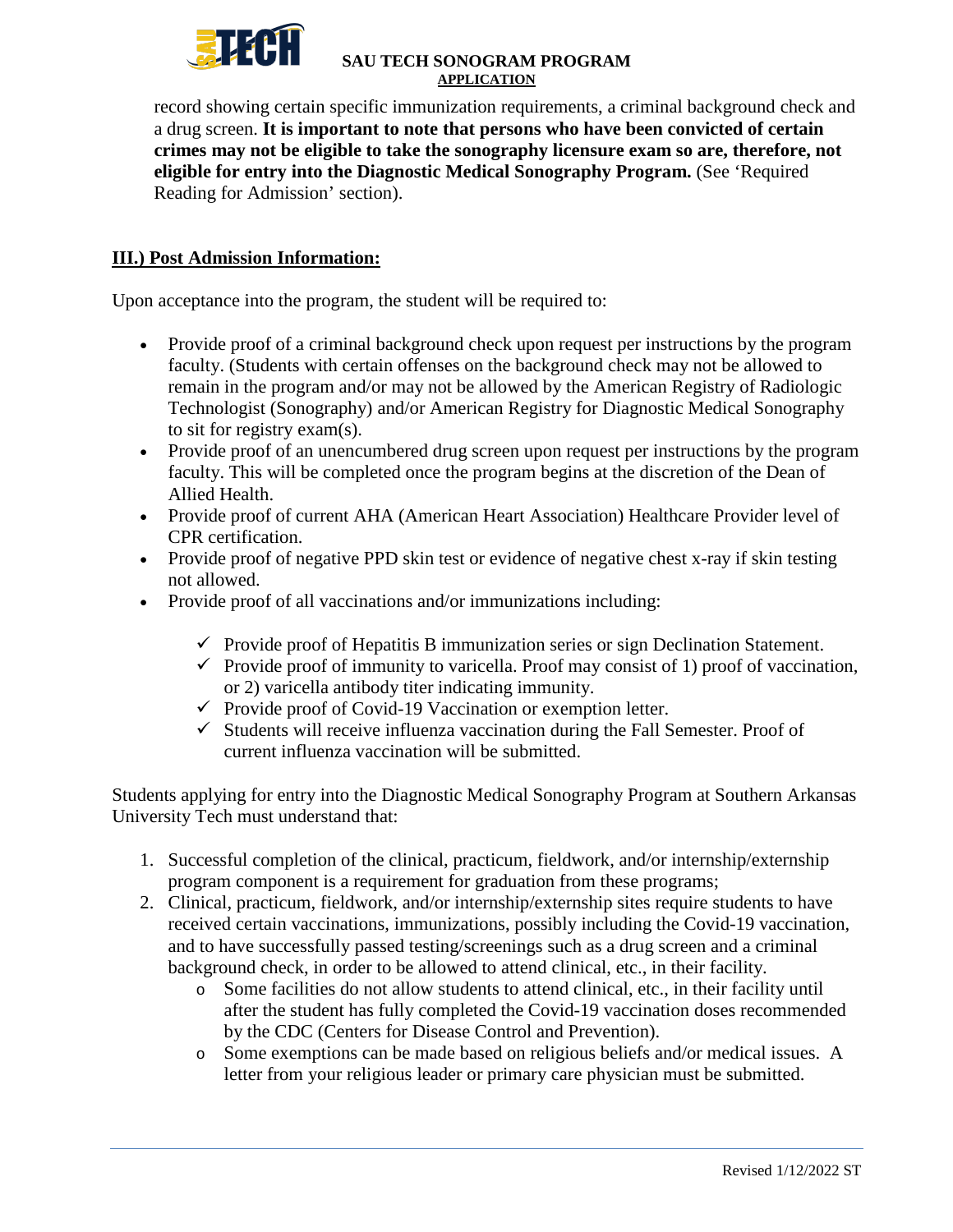record showing certain specific immunization requirements, a criminal background check and a drug screen. **It is important to note that persons who have been convicted of certain crimes may not be eligible to take the sonography licensure exam so are, therefore, not eligible for entry into the Diagnostic Medical Sonography Program.** (See 'Required Reading for Admission' section).

## III.) Post Admission Information:

Upon acceptance into the program, the student will be required to:

- Provide proof of a criminal background check upon request per instructions by the program faculty. (Students with certain offenses on the background check may not be allowed to remain in the program and/or may not be allowed by the American Registry of Radiologic Technologist (Sonography) and/or American Registry for Diagnostic Medical Sonography to sit for registry exam(s).
- Provide proof of an unencumbered drug screen upon request per instructions by the program faculty. This will be completed once the program begins at the discretion of the Dean of Allied Health.
- Provide proof of current AHA (American Heart Association) Healthcare Provider level of CPR certification.
- Provide proof of negative PPD skin test or evidence of negative chest x-ray if skin testing not allowed.
- Provide proof of all vaccinations and/or immunizations including:
  - ✓ Provide proof of Hepatitis B immunization series or sign Declination Statement.
  - ✓ Provide proof of immunity to varicella. Proof may consist of 1) proof of vaccination, or 2) varicella antibody titer indicating immunity.
  - ✓ Provide proof of Covid-19 Vaccination or exemption letter.
  - ✓ Students will receive influenza vaccination during the Fall Semester. Proof of current influenza vaccination will be submitted.

Students applying for entry into the Diagnostic Medical Sonography Program at Southern Arkansas University Tech must understand that:

1. Successful completion of the clinical, practicum, fieldwork, and/or internship/externship program component is a requirement for graduation from these programs;
2. Clinical, practicum, fieldwork, and/or internship/externship sites require students to have received certain vaccinations, immunizations, possibly including the Covid-19 vaccination, and to have successfully passed testing/screenings such as a drug screen and a criminal background check, in order to be allowed to attend clinical, etc., in their facility.
   - Some facilities do not allow students to attend clinical, etc., in their facility until after the student has fully completed the Covid-19 vaccination doses recommended by the CDC (Centers for Disease Control and Prevention).
   - Some exemptions can be made based on religious beliefs and/or medical issues. A letter from your religious leader or primary care physician must be submitted.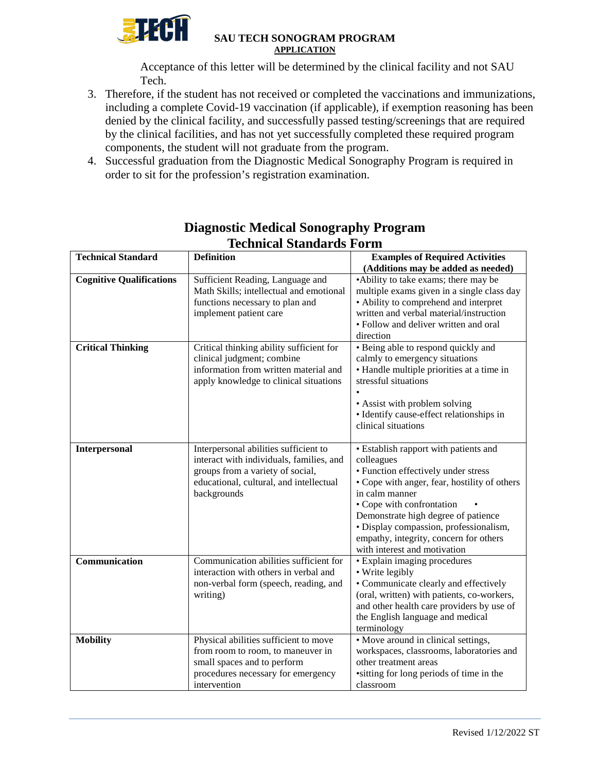Acceptance of this letter will be determined by the clinical facility and not SAU Tech.

3. Therefore, if the student has not received or completed the vaccinations and immunizations, including a complete Covid-19 vaccination (if applicable), if exemption reasoning has been denied by the clinical facility, and successfully passed testing/screenings that are required by the clinical facilities, and has not yet successfully completed these required program components, the student will not graduate from the program.
4. Successful graduation from the Diagnostic Medical Sonography Program is required in order to sit for the profession's registration examination.

## Diagnostic Medical Sonography Program
## Technical Standards Form

| Technical Standard | Definition | Examples of Required Activities (Additions may be added as needed) |
|---|---|---|
| **Cognitive Qualifications** | Sufficient Reading, Language and Math Skills; intellectual and emotional functions necessary to plan and implement patient care | •Ability to take exams; there may be multiple exams given in a single class day<br>• Ability to comprehend and interpret written and verbal material/instruction<br>• Follow and deliver written and oral direction |
| **Critical Thinking** | Critical thinking ability sufficient for clinical judgment; combine information from written material and apply knowledge to clinical situations | • Being able to respond quickly and calmly to emergency situations<br>• Handle multiple priorities at a time in stressful situations<br>•<br>• Assist with problem solving<br>• Identify cause-effect relationships in clinical situations |
| **Interpersonal** | Interpersonal abilities sufficient to interact with individuals, families, and groups from a variety of social, educational, cultural, and intellectual backgrounds | • Establish rapport with patients and colleagues<br>• Function effectively under stress<br>• Cope with anger, fear, hostility of others in calm manner<br>• Cope with confrontation • Demonstrate high degree of patience<br>• Display compassion, professionalism, empathy, integrity, concern for others with interest and motivation |
| **Communication** | Communication abilities sufficient for interaction with others in verbal and non-verbal form (speech, reading, and writing) | • Explain imaging procedures<br>• Write legibly<br>• Communicate clearly and effectively (oral, written) with patients, co-workers, and other health care providers by use of the English language and medical terminology |
| **Mobility** | Physical abilities sufficient to move from room to room, to maneuver in small spaces and to perform procedures necessary for emergency intervention | • Move around in clinical settings, workspaces, classrooms, laboratories and other treatment areas<br>•sitting for long periods of time in the classroom |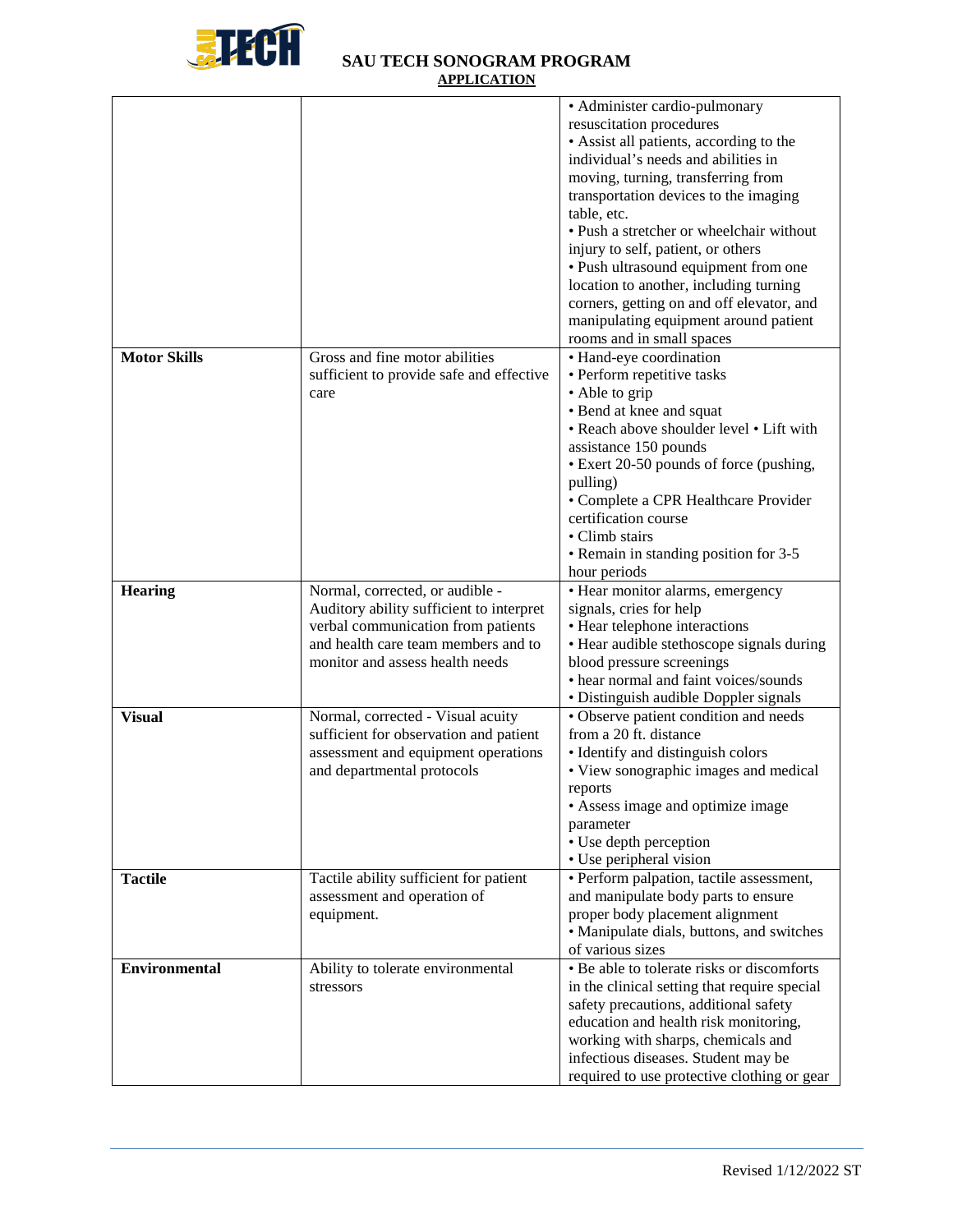| | | • Administer cardio-pulmonary resuscitation procedures<br>• Assist all patients, according to the individual's needs and abilities in moving, turning, transferring from transportation devices to the imaging table, etc.<br>• Push a stretcher or wheelchair without injury to self, patient, or others<br>• Push ultrasound equipment from one location to another, including turning corners, getting on and off elevator, and manipulating equipment around patient rooms and in small spaces |
|---|---|---|
| **Motor Skills** | Gross and fine motor abilities sufficient to provide safe and effective care | • Hand-eye coordination<br>• Perform repetitive tasks<br>• Able to grip<br>• Bend at knee and squat<br>• Reach above shoulder level • Lift with assistance 150 pounds<br>• Exert 20-50 pounds of force (pushing, pulling)<br>• Complete a CPR Healthcare Provider certification course<br>• Climb stairs<br>• Remain in standing position for 3-5 hour periods |
| **Hearing** | Normal, corrected, or audible - Auditory ability sufficient to interpret verbal communication from patients and health care team members and to monitor and assess health needs | • Hear monitor alarms, emergency signals, cries for help<br>• Hear telephone interactions<br>• Hear audible stethoscope signals during blood pressure screenings<br>• hear normal and faint voices/sounds<br>• Distinguish audible Doppler signals |
| **Visual** | Normal, corrected - Visual acuity sufficient for observation and patient assessment and equipment operations and departmental protocols | • Observe patient condition and needs from a 20 ft. distance<br>• Identify and distinguish colors<br>• View sonographic images and medical reports<br>• Assess image and optimize image parameter<br>• Use depth perception<br>• Use peripheral vision |
| **Tactile** | Tactile ability sufficient for patient assessment and operation of equipment. | • Perform palpation, tactile assessment, and manipulate body parts to ensure proper body placement alignment<br>• Manipulate dials, buttons, and switches of various sizes |
| **Environmental** | Ability to tolerate environmental stressors | • Be able to tolerate risks or discomforts in the clinical setting that require special safety precautions, additional safety education and health risk monitoring, working with sharps, chemicals and infectious diseases. Student may be required to use protective clothing or gear |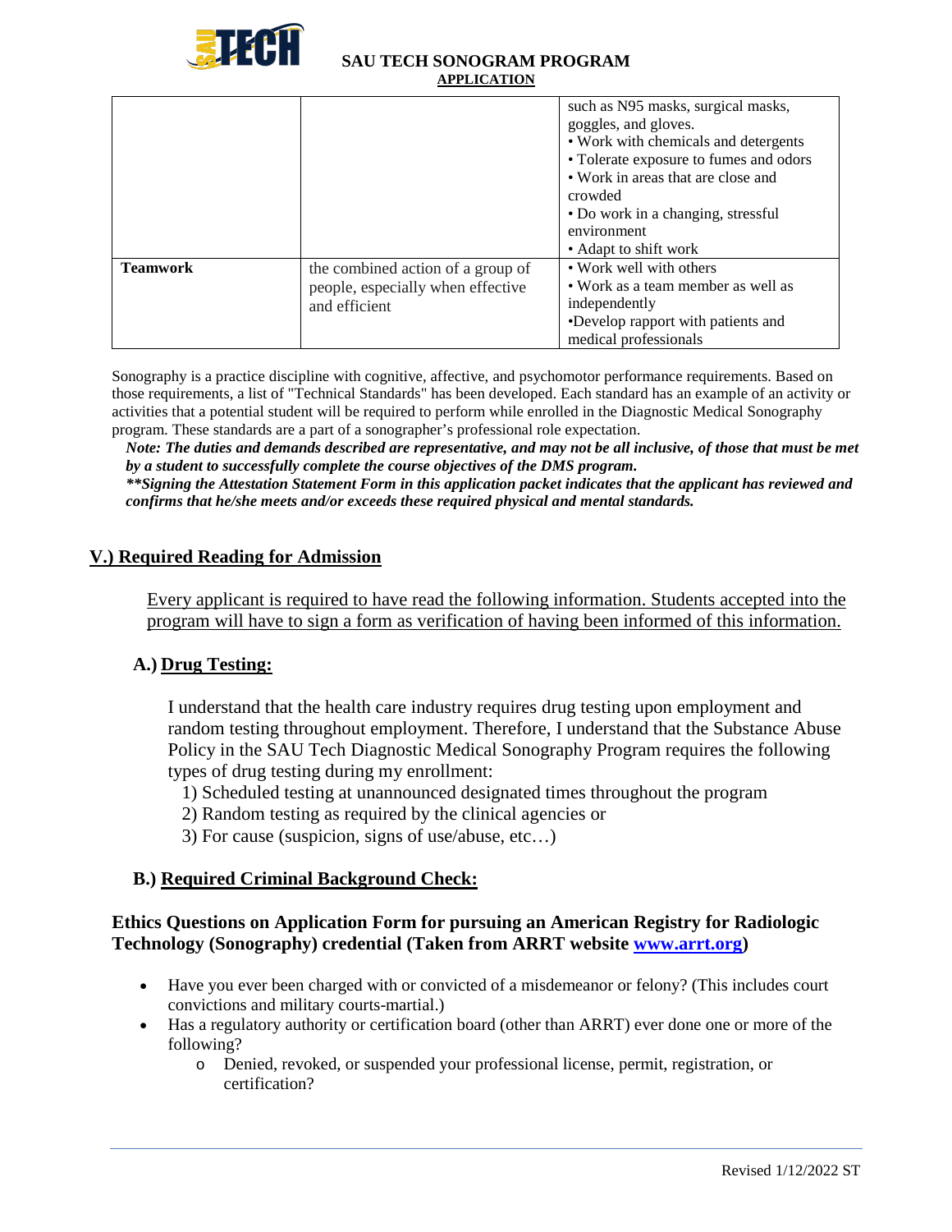| | | such as N95 masks, surgical masks, goggles, and gloves.<br>• Work with chemicals and detergents<br>• Tolerate exposure to fumes and odors<br>• Work in areas that are close and crowded<br>• Do work in a changing, stressful environment<br>• Adapt to shift work |
|---|---|---|
| **Teamwork** | the combined action of a group of people, especially when effective and efficient | • Work well with others<br>• Work as a team member as well as independently<br>•Develop rapport with patients and medical professionals |

Sonography is a practice discipline with cognitive, affective, and psychomotor performance requirements. Based on those requirements, a list of "Technical Standards" has been developed. Each standard has an example of an activity or activities that a potential student will be required to perform while enrolled in the Diagnostic Medical Sonography program. These standards are a part of a sonographer's professional role expectation.

***Note: The duties and demands described are representative, and may not be all inclusive, of those that must be met by a student to successfully complete the course objectives of the DMS program.***

*****Signing the Attestation Statement Form in this application packet indicates that the applicant has reviewed and confirms that he/she meets and/or exceeds these required physical and mental standards.***

## V.) Required Reading for Admission

Every applicant is required to have read the following information. Students accepted into the program will have to sign a form as verification of having been informed of this information.

### A.) Drug Testing:

I understand that the health care industry requires drug testing upon employment and random testing throughout employment. Therefore, I understand that the Substance Abuse Policy in the SAU Tech Diagnostic Medical Sonography Program requires the following types of drug testing during my enrollment:

1) Scheduled testing at unannounced designated times throughout the program
2) Random testing as required by the clinical agencies or
3) For cause (suspicion, signs of use/abuse, etc…)

### B.) Required Criminal Background Check:

**Ethics Questions on Application Form for pursuing an American Registry for Radiologic Technology (Sonography) credential (Taken from ARRT website www.arrt.org)**

- Have you ever been charged with or convicted of a misdemeanor or felony? (This includes court convictions and military courts-martial.)
- Has a regulatory authority or certification board (other than ARRT) ever done one or more of the following?
  - Denied, revoked, or suspended your professional license, permit, registration, or certification?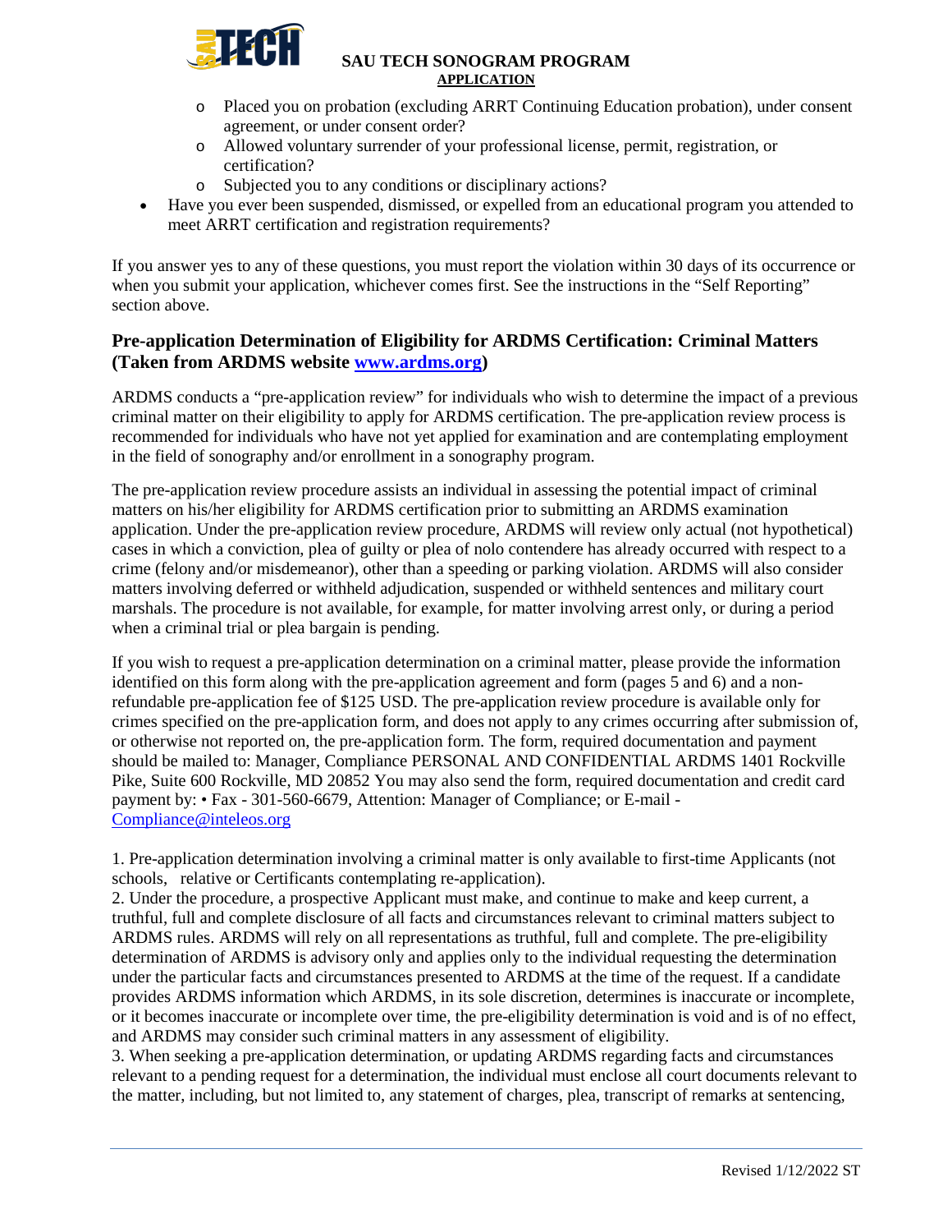- Placed you on probation (excluding ARRT Continuing Education probation), under consent agreement, or under consent order?
  - Allowed voluntary surrender of your professional license, permit, registration, or certification?
  - Subjected you to any conditions or disciplinary actions?
- Have you ever been suspended, dismissed, or expelled from an educational program you attended to meet ARRT certification and registration requirements?

If you answer yes to any of these questions, you must report the violation within 30 days of its occurrence or when you submit your application, whichever comes first. See the instructions in the "Self Reporting" section above.

### Pre-application Determination of Eligibility for ARDMS Certification: Criminal Matters (Taken from ARDMS website www.ardms.org)

ARDMS conducts a "pre-application review" for individuals who wish to determine the impact of a previous criminal matter on their eligibility to apply for ARDMS certification. The pre-application review process is recommended for individuals who have not yet applied for examination and are contemplating employment in the field of sonography and/or enrollment in a sonography program.

The pre-application review procedure assists an individual in assessing the potential impact of criminal matters on his/her eligibility for ARDMS certification prior to submitting an ARDMS examination application. Under the pre-application review procedure, ARDMS will review only actual (not hypothetical) cases in which a conviction, plea of guilty or plea of nolo contendere has already occurred with respect to a crime (felony and/or misdemeanor), other than a speeding or parking violation. ARDMS will also consider matters involving deferred or withheld adjudication, suspended or withheld sentences and military court marshals. The procedure is not available, for example, for matter involving arrest only, or during a period when a criminal trial or plea bargain is pending.

If you wish to request a pre-application determination on a criminal matter, please provide the information identified on this form along with the pre-application agreement and form (pages 5 and 6) and a non-refundable pre-application fee of $125 USD. The pre-application review procedure is available only for crimes specified on the pre-application form, and does not apply to any crimes occurring after submission of, or otherwise not reported on, the pre-application form. The form, required documentation and payment should be mailed to: Manager, Compliance PERSONAL AND CONFIDENTIAL ARDMS 1401 Rockville Pike, Suite 600 Rockville, MD 20852 You may also send the form, required documentation and credit card payment by: • Fax - 301-560-6679, Attention: Manager of Compliance; or E-mail - Compliance@inteleos.org

1. Pre-application determination involving a criminal matter is only available to first-time Applicants (not schools, relative or Certificants contemplating re-application).
2. Under the procedure, a prospective Applicant must make, and continue to make and keep current, a truthful, full and complete disclosure of all facts and circumstances relevant to criminal matters subject to ARDMS rules. ARDMS will rely on all representations as truthful, full and complete. The pre-eligibility determination of ARDMS is advisory only and applies only to the individual requesting the determination under the particular facts and circumstances presented to ARDMS at the time of the request. If a candidate provides ARDMS information which ARDMS, in its sole discretion, determines is inaccurate or incomplete, or it becomes inaccurate or incomplete over time, the pre-eligibility determination is void and is of no effect, and ARDMS may consider such criminal matters in any assessment of eligibility.
3. When seeking a pre-application determination, or updating ARDMS regarding facts and circumstances relevant to a pending request for a determination, the individual must enclose all court documents relevant to the matter, including, but not limited to, any statement of charges, plea, transcript of remarks at sentencing,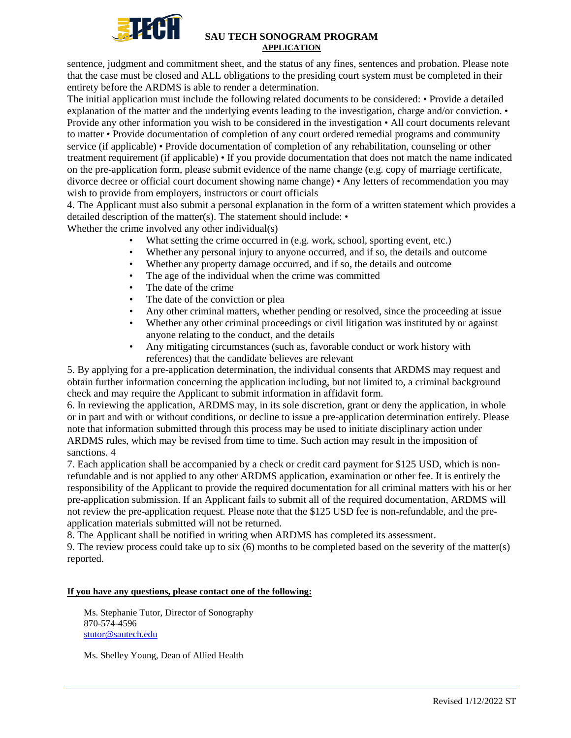sentence, judgment and commitment sheet, and the status of any fines, sentences and probation. Please note that the case must be closed and ALL obligations to the presiding court system must be completed in their entirety before the ARDMS is able to render a determination.

The initial application must include the following related documents to be considered: • Provide a detailed explanation of the matter and the underlying events leading to the investigation, charge and/or conviction. • Provide any other information you wish to be considered in the investigation • All court documents relevant to matter • Provide documentation of completion of any court ordered remedial programs and community service (if applicable) • Provide documentation of completion of any rehabilitation, counseling or other treatment requirement (if applicable) • If you provide documentation that does not match the name indicated on the pre-application form, please submit evidence of the name change (e.g. copy of marriage certificate, divorce decree or official court document showing name change) • Any letters of recommendation you may wish to provide from employers, instructors or court officials

4. The Applicant must also submit a personal explanation in the form of a written statement which provides a detailed description of the matter(s). The statement should include: •
Whether the crime involved any other individual(s)
   - What setting the crime occurred in (e.g. work, school, sporting event, etc.)
   - Whether any personal injury to anyone occurred, and if so, the details and outcome
   - Whether any property damage occurred, and if so, the details and outcome
   - The age of the individual when the crime was committed
   - The date of the crime
   - The date of the conviction or plea
   - Any other criminal matters, whether pending or resolved, since the proceeding at issue
   - Whether any other criminal proceedings or civil litigation was instituted by or against anyone relating to the conduct, and the details
   - Any mitigating circumstances (such as, favorable conduct or work history with references) that the candidate believes are relevant

5. By applying for a pre-application determination, the individual consents that ARDMS may request and obtain further information concerning the application including, but not limited to, a criminal background check and may require the Applicant to submit information in affidavit form.

6. In reviewing the application, ARDMS may, in its sole discretion, grant or deny the application, in whole or in part and with or without conditions, or decline to issue a pre-application determination entirely. Please note that information submitted through this process may be used to initiate disciplinary action under ARDMS rules, which may be revised from time to time. Such action may result in the imposition of sanctions. 4

7. Each application shall be accompanied by a check or credit card payment for $125 USD, which is non-refundable and is not applied to any other ARDMS application, examination or other fee. It is entirely the responsibility of the Applicant to provide the required documentation for all criminal matters with his or her pre-application submission. If an Applicant fails to submit all of the required documentation, ARDMS will not review the pre-application request. Please note that the $125 USD fee is non-refundable, and the pre-application materials submitted will not be returned.

8. The Applicant shall be notified in writing when ARDMS has completed its assessment.

9. The review process could take up to six (6) months to be completed based on the severity of the matter(s) reported.

**If you have any questions, please contact one of the following:**

Ms. Stephanie Tutor, Director of Sonography
870-574-4596
stutor@sautech.edu

Ms. Shelley Young, Dean of Allied Health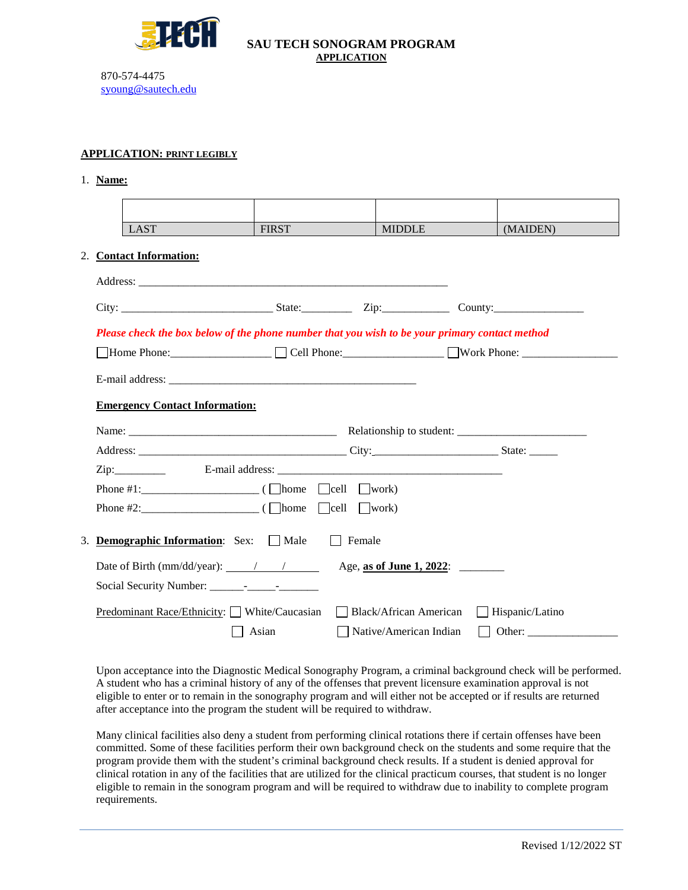**SAU TECH SONOGRAM PROGRAM**

**APPLICATION**

870-574-4475
syoung@sautech.edu

**APPLICATION: PRINT LEGIBLY**

1. **Name:**

| | | | |
|---|---|---|---|
| LAST | FIRST | MIDDLE | (MAIDEN) |

2. **Contact Information:**

Address: ___________________________________________________

City: _________________________ State:________ Zip:___________ County:_______________

*Please check the box below of the phone number that you wish to be your primary contact method*

☐ Home Phone:________________ ☐ Cell Phone:________________ ☐ Work Phone: ________________

E-mail address: ________________________________________

**Emergency Contact Information:**

Name: __________________________________ Relationship to student: _____________________

Address: __________________________________ City:____________________ State: _____

Zip:_________ E-mail address: ____________________________________

Phone #1:___________________ ( ☐ home ☐ cell ☐ work)

Phone #2:___________________ ( ☐ home ☐ cell ☐ work)

3. **Demographic Information**: Sex: ☐ Male ☐ Female

Date of Birth (mm/dd/year): _____/____/______ Age, **as of June 1, 2022**: ________

Social Security Number: ______-_____-_______

Predominant Race/Ethnicity: ☐ White/Caucasian ☐ Black/African American ☐ Hispanic/Latino ☐ Asian ☐ Native/American Indian ☐ Other: _______________

Upon acceptance into the Diagnostic Medical Sonography Program, a criminal background check will be performed. A student who has a criminal history of any of the offenses that prevent licensure examination approval is not eligible to enter or to remain in the sonography program and will either not be accepted or if results are returned after acceptance into the program the student will be required to withdraw.

Many clinical facilities also deny a student from performing clinical rotations there if certain offenses have been committed. Some of these facilities perform their own background check on the students and some require that the program provide them with the student's criminal background check results. If a student is denied approval for clinical rotation in any of the facilities that are utilized for the clinical practicum courses, that student is no longer eligible to remain in the sonogram program and will be required to withdraw due to inability to complete program requirements.

Revised 1/12/2022 ST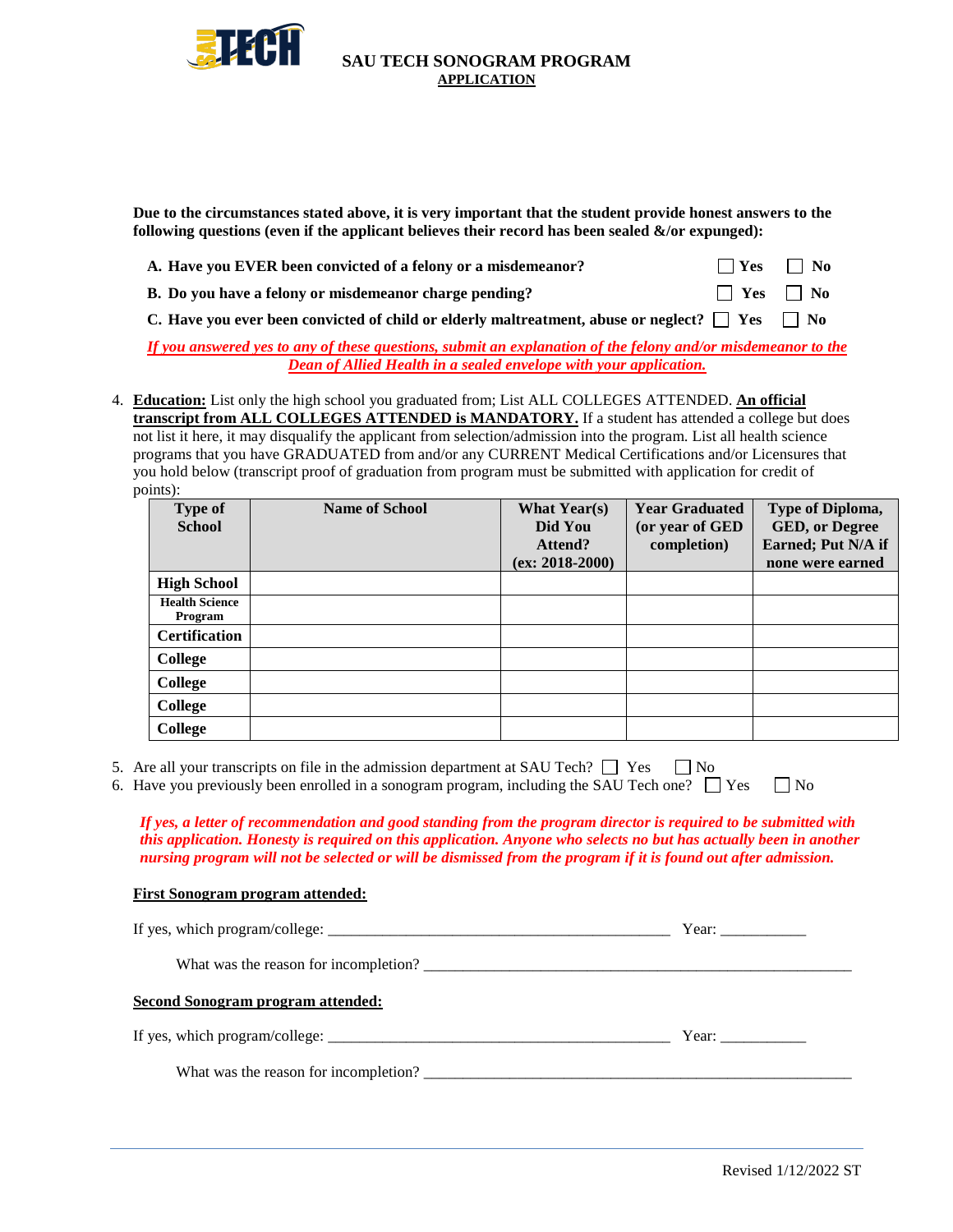**SAU TECH SONOGRAM PROGRAM**

**APPLICATION**

**Due to the circumstances stated above, it is very important that the student provide honest answers to the following questions (even if the applicant believes their record has been sealed &/or expunged):**

**A. Have you EVER been convicted of a felony or a misdemeanor?** ☐ **Yes** ☐ **No**

**B. Do you have a felony or misdemeanor charge pending?** ☐ **Yes** ☐ **No**

**C. Have you ever been convicted of child or elderly maltreatment, abuse or neglect?** ☐ **Yes** ☐ **No**

***If you answered yes to any of these questions, submit an explanation of the felony and/or misdemeanor to the Dean of Allied Health in a sealed envelope with your application.***

4. **Education:** List only the high school you graduated from; List ALL COLLEGES ATTENDED. **An official transcript from ALL COLLEGES ATTENDED is MANDATORY.** If a student has attended a college but does not list it here, it may disqualify the applicant from selection/admission into the program. List all health science programs that you have GRADUATED from and/or any CURRENT Medical Certifications and/or Licensures that you hold below (transcript proof of graduation from program must be submitted with application for credit of points):

| Type of School | Name of School | What Year(s) Did You Attend? (ex: 2018-2000) | Year Graduated (or year of GED completion) | Type of Diploma, GED, or Degree Earned; Put N/A if none were earned |
|---|---|---|---|---|
| High School | | | | |
| Health Science Program | | | | |
| Certification | | | | |
| College | | | | |
| College | | | | |
| College | | | | |
| College | | | | |

5. Are all your transcripts on file in the admission department at SAU Tech? ☐ Yes ☐ No
6. Have you previously been enrolled in a sonogram program, including the SAU Tech one? ☐ Yes ☐ No

***If yes, a letter of recommendation and good standing from the program director is required to be submitted with this application. Honesty is required on this application. Anyone who selects no but has actually been in another nursing program will not be selected or will be dismissed from the program if it is found out after admission.***

**First Sonogram program attended:**

If yes, which program/college: ____________________________________________ Year: ___________

What was the reason for incompletion? _______________________________________________________

**Second Sonogram program attended:**

If yes, which program/college: ____________________________________________ Year: ___________

What was the reason for incompletion? _______________________________________________________

Revised 1/12/2022 ST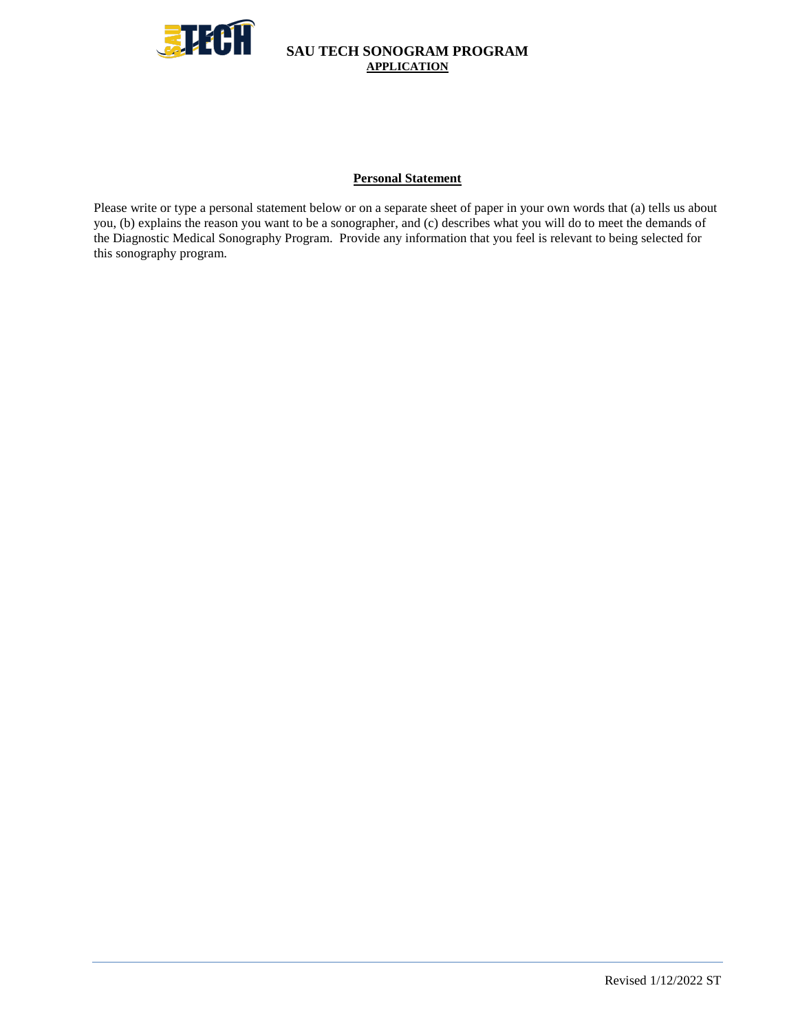# SAU TECH SONOGRAM PROGRAM

## APPLICATION

### Personal Statement

Please write or type a personal statement below or on a separate sheet of paper in your own words that (a) tells us about you, (b) explains the reason you want to be a sonographer, and (c) describes what you will do to meet the demands of the Diagnostic Medical Sonography Program. Provide any information that you feel is relevant to being selected for this sonography program.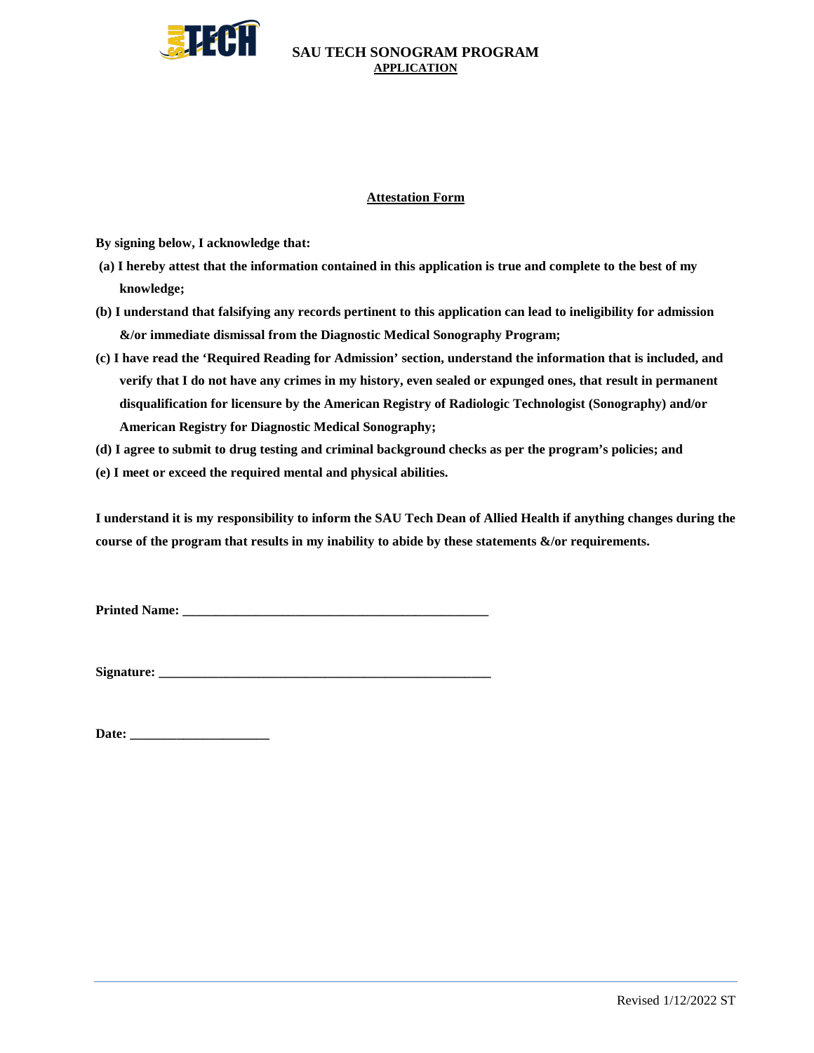SAU TECH SONOGRAM PROGRAM
**APPLICATION**

## Attestation Form

**By signing below, I acknowledge that:**

**(a) I hereby attest that the information contained in this application is true and complete to the best of my knowledge;**

**(b) I understand that falsifying any records pertinent to this application can lead to ineligibility for admission &/or immediate dismissal from the Diagnostic Medical Sonography Program;**

**(c) I have read the 'Required Reading for Admission' section, understand the information that is included, and verify that I do not have any crimes in my history, even sealed or expunged ones, that result in permanent disqualification for licensure by the American Registry of Radiologic Technologist (Sonography) and/or American Registry for Diagnostic Medical Sonography;**

**(d) I agree to submit to drug testing and criminal background checks as per the program's policies; and**

**(e) I meet or exceed the required mental and physical abilities.**

**I understand it is my responsibility to inform the SAU Tech Dean of Allied Health if anything changes during the course of the program that results in my inability to abide by these statements &/or requirements.**

**Printed Name: _______________________________________________**

**Signature: ____________________________________________________**

**Date: _____________________**

Revised 1/12/2022 ST